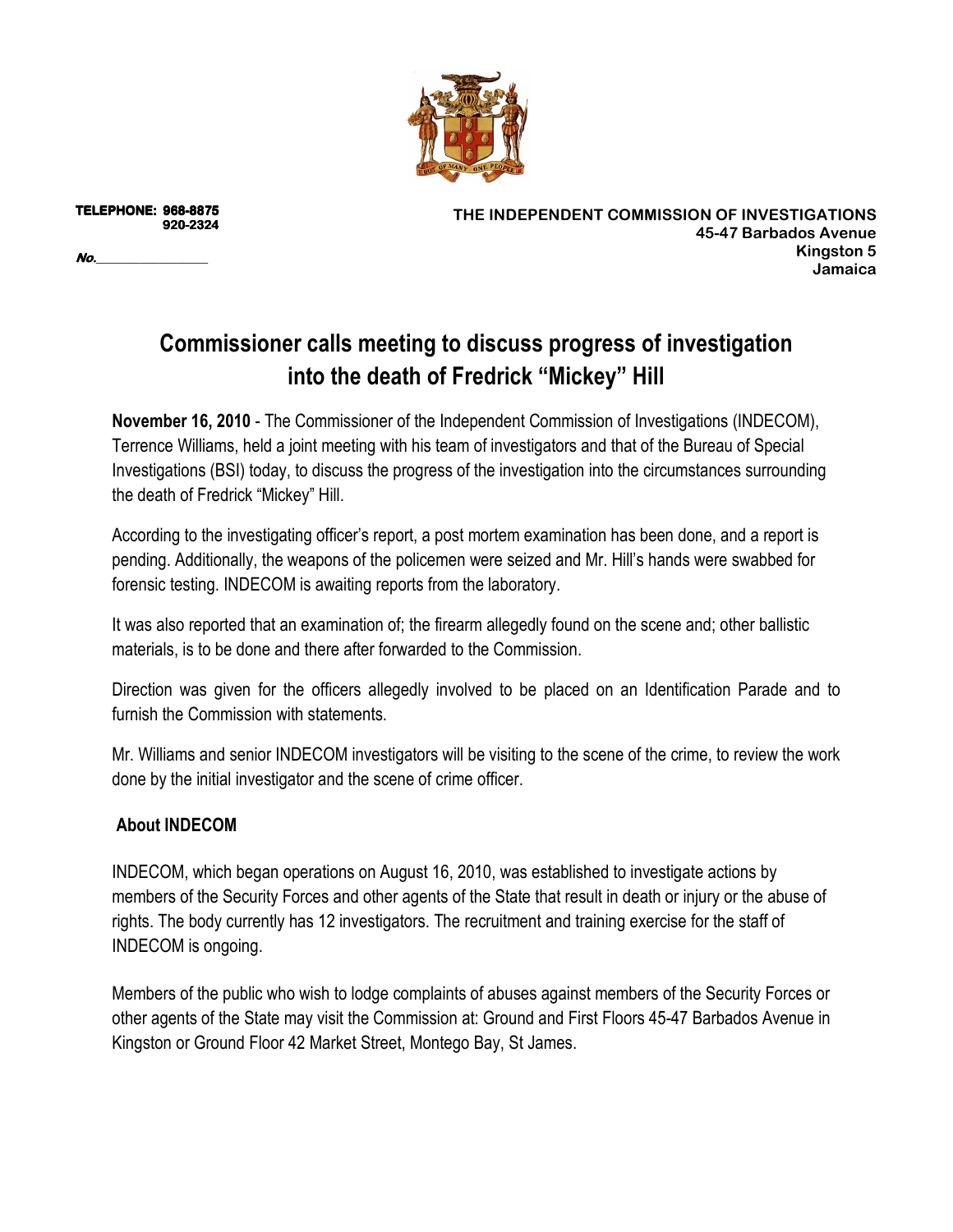TELEPHONE: 968-8875
920-2324

No.________________

**THE INDEPENDENT COMMISSION OF INVESTIGATIONS**
**45-47 Barbados Avenue**
**Kingston 5**
**Jamaica**

# Commissioner calls meeting to discuss progress of investigation into the death of Fredrick "Mickey" Hill

**November 16, 2010** - The Commissioner of the Independent Commission of Investigations (INDECOM), Terrence Williams, held a joint meeting with his team of investigators and that of the Bureau of Special Investigations (BSI) today, to discuss the progress of the investigation into the circumstances surrounding the death of Fredrick "Mickey" Hill.

According to the investigating officer's report, a post mortem examination has been done, and a report is pending. Additionally, the weapons of the policemen were seized and Mr. Hill's hands were swabbed for forensic testing. INDECOM is awaiting reports from the laboratory.

It was also reported that an examination of; the firearm allegedly found on the scene and; other ballistic materials, is to be done and there after forwarded to the Commission.

Direction was given for the officers allegedly involved to be placed on an Identification Parade and to furnish the Commission with statements.

Mr. Williams and senior INDECOM investigators will be visiting to the scene of the crime, to review the work done by the initial investigator and the scene of crime officer.

## About INDECOM

INDECOM, which began operations on August 16, 2010, was established to investigate actions by members of the Security Forces and other agents of the State that result in death or injury or the abuse of rights. The body currently has 12 investigators. The recruitment and training exercise for the staff of INDECOM is ongoing.

Members of the public who wish to lodge complaints of abuses against members of the Security Forces or other agents of the State may visit the Commission at: Ground and First Floors 45-47 Barbados Avenue in Kingston or Ground Floor 42 Market Street, Montego Bay, St James.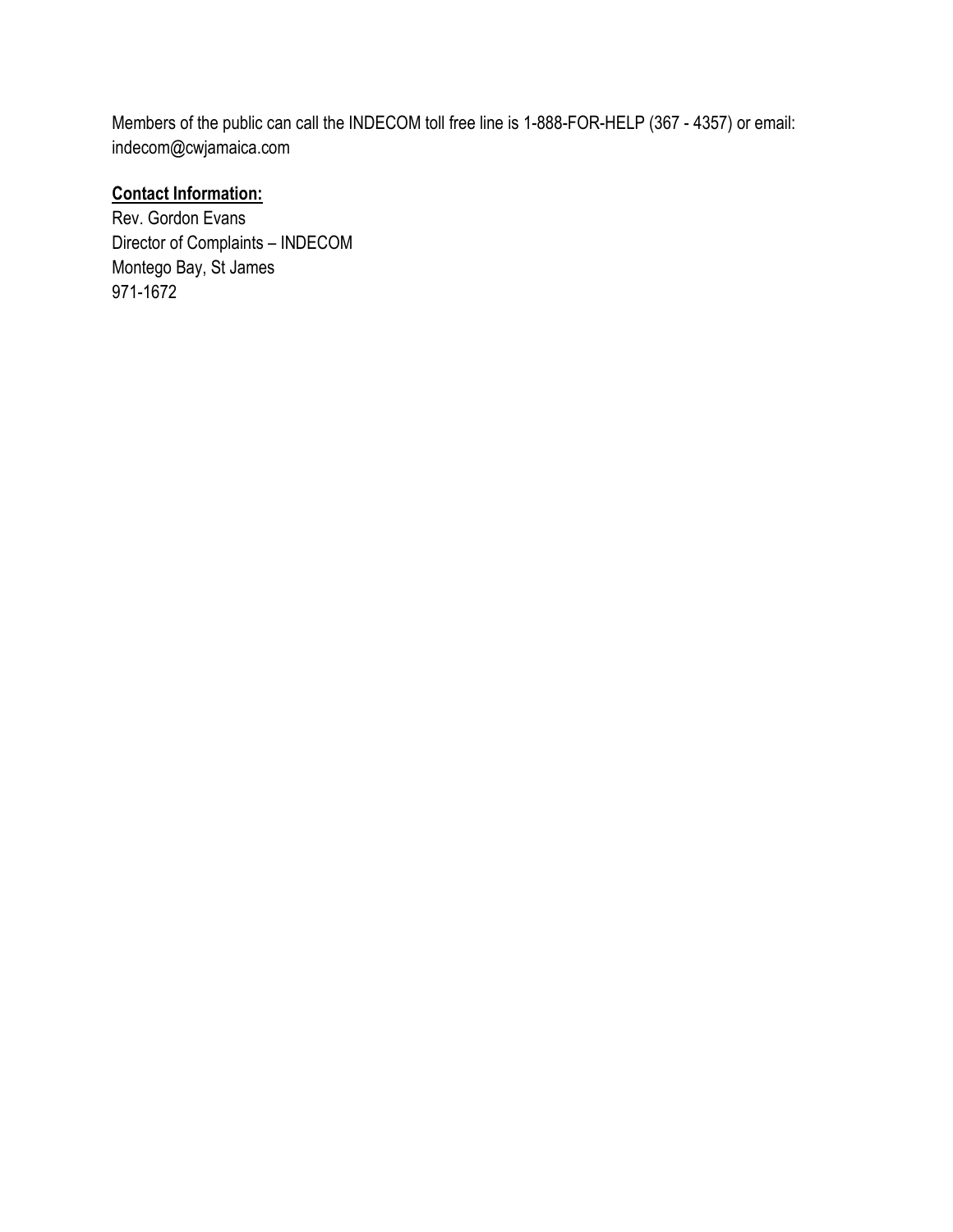Members of the public can call the INDECOM toll free line is 1-888-FOR-HELP (367 - 4357) or email: indecom@cwjamaica.com

**Contact Information:**

Rev. Gordon Evans
Director of Complaints – INDECOM
Montego Bay, St James
971-1672